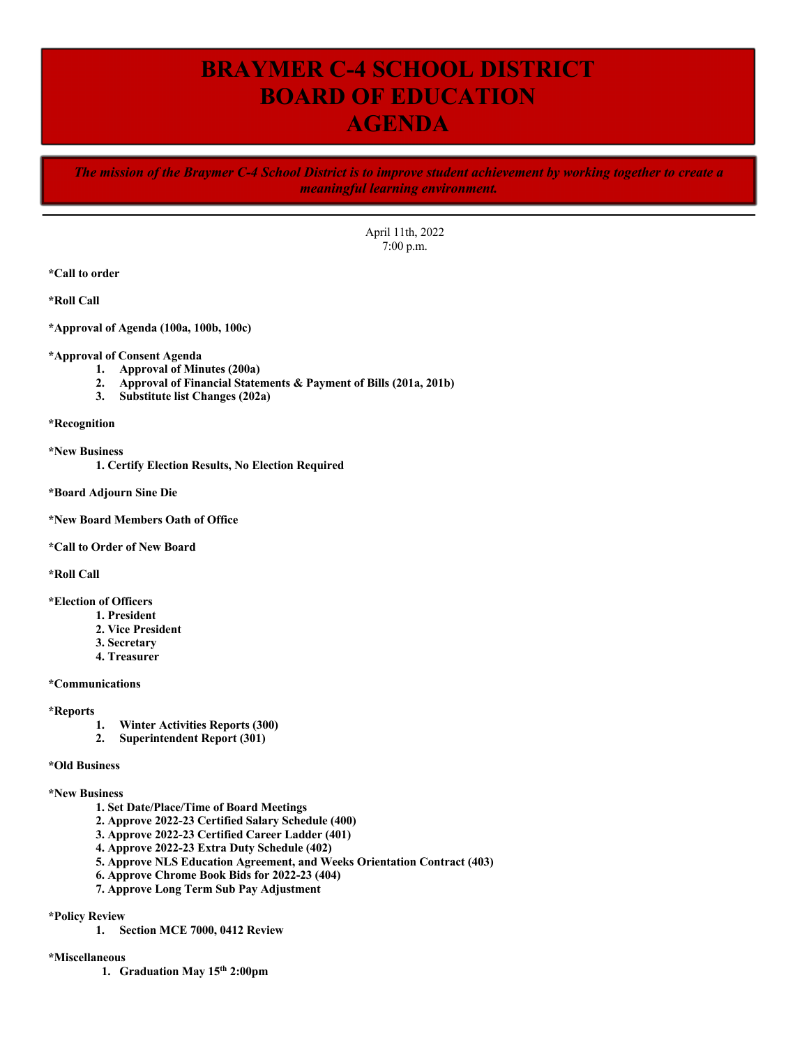# BRAYMER C-4 SCHOOL DISTRICT
# BOARD OF EDUCATION
# AGENDA

*The mission of the Braymer C-4 School District is to improve student achievement by working together to create a meaningful learning environment.*

---

April 11th, 2022
7:00 p.m.

**\*Call to order**

**\*Roll Call**

**\*Approval of Agenda (100a, 100b, 100c)**

**\*Approval of Consent Agenda**

1. **Approval of Minutes (200a)**
2. **Approval of Financial Statements & Payment of Bills (201a, 201b)**
3. **Substitute list Changes (202a)**

**\*Recognition**

**\*New Business**

1. **Certify Election Results, No Election Required**

**\*Board Adjourn Sine Die**

**\*New Board Members Oath of Office**

**\*Call to Order of New Board**

**\*Roll Call**

**\*Election of Officers**

1. **President**
2. **Vice President**
3. **Secretary**
4. **Treasurer**

**\*Communications**

**\*Reports**

1. **Winter Activities Reports (300)**
2. **Superintendent Report (301)**

**\*Old Business**

**\*New Business**

1. **Set Date/Place/Time of Board Meetings**
2. **Approve 2022-23 Certified Salary Schedule (400)**
3. **Approve 2022-23 Certified Career Ladder (401)**
4. **Approve 2022-23 Extra Duty Schedule (402)**
5. **Approve NLS Education Agreement, and Weeks Orientation Contract (403)**
6. **Approve Chrome Book Bids for 2022-23 (404)**
7. **Approve Long Term Sub Pay Adjustment**

**\*Policy Review**

1. **Section MCE 7000, 0412 Review**

**\*Miscellaneous**

1. **Graduation May 15th 2:00pm**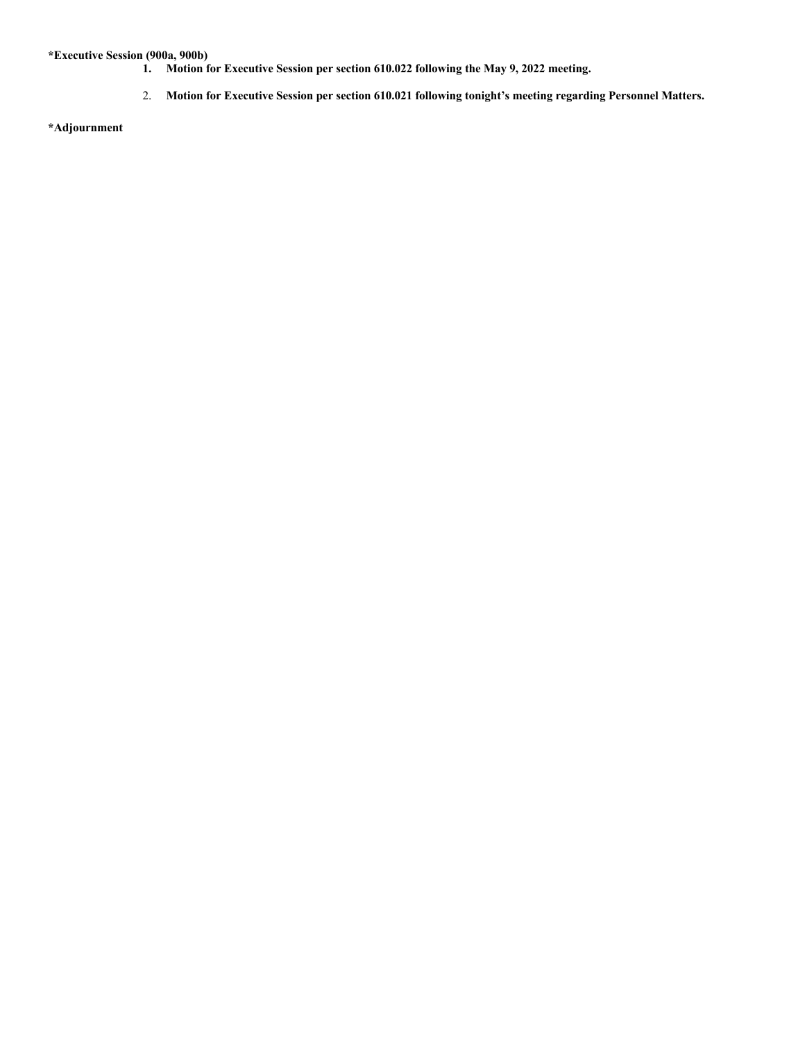**\*Executive Session (900a, 900b)**

1. **Motion for Executive Session per section 610.022 following the May 9, 2022 meeting.**

2. **Motion for Executive Session per section 610.021 following tonight's meeting regarding Personnel Matters.**

**\*Adjournment**